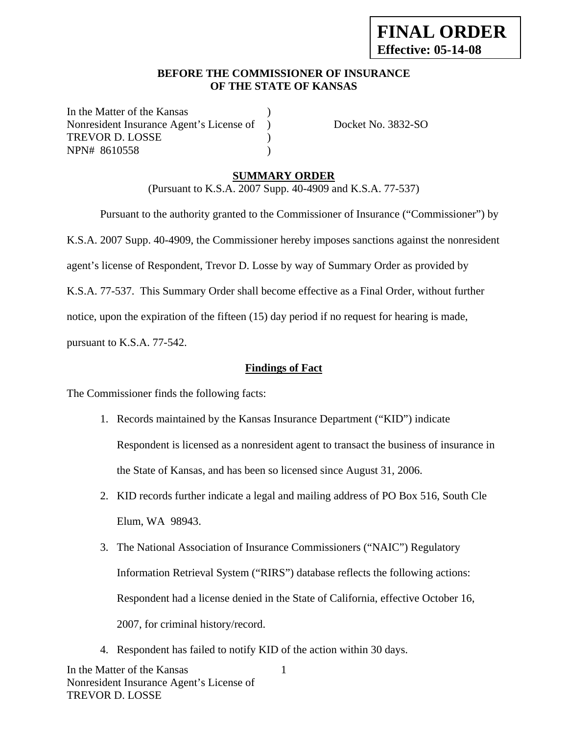**FINAL ORDER**
**Effective: 05-14-08**

**BEFORE THE COMMISSIONER OF INSURANCE**
**OF THE STATE OF KANSAS**

In the Matter of the Kansas )
Nonresident Insurance Agent's License of ) Docket No. 3832-SO
TREVOR D. LOSSE )
NPN# 8610558 )

**SUMMARY ORDER**

(Pursuant to K.S.A. 2007 Supp. 40-4909 and K.S.A. 77-537)

Pursuant to the authority granted to the Commissioner of Insurance ("Commissioner") by K.S.A. 2007 Supp. 40-4909, the Commissioner hereby imposes sanctions against the nonresident agent's license of Respondent, Trevor D. Losse by way of Summary Order as provided by K.S.A. 77-537. This Summary Order shall become effective as a Final Order, without further notice, upon the expiration of the fifteen (15) day period if no request for hearing is made, pursuant to K.S.A. 77-542.

**Findings of Fact**

The Commissioner finds the following facts:

1. Records maintained by the Kansas Insurance Department ("KID") indicate Respondent is licensed as a nonresident agent to transact the business of insurance in the State of Kansas, and has been so licensed since August 31, 2006.
2. KID records further indicate a legal and mailing address of PO Box 516, South Cle Elum, WA 98943.
3. The National Association of Insurance Commissioners ("NAIC") Regulatory Information Retrieval System ("RIRS") database reflects the following actions: Respondent had a license denied in the State of California, effective October 16, 2007, for criminal history/record.
4. Respondent has failed to notify KID of the action within 30 days.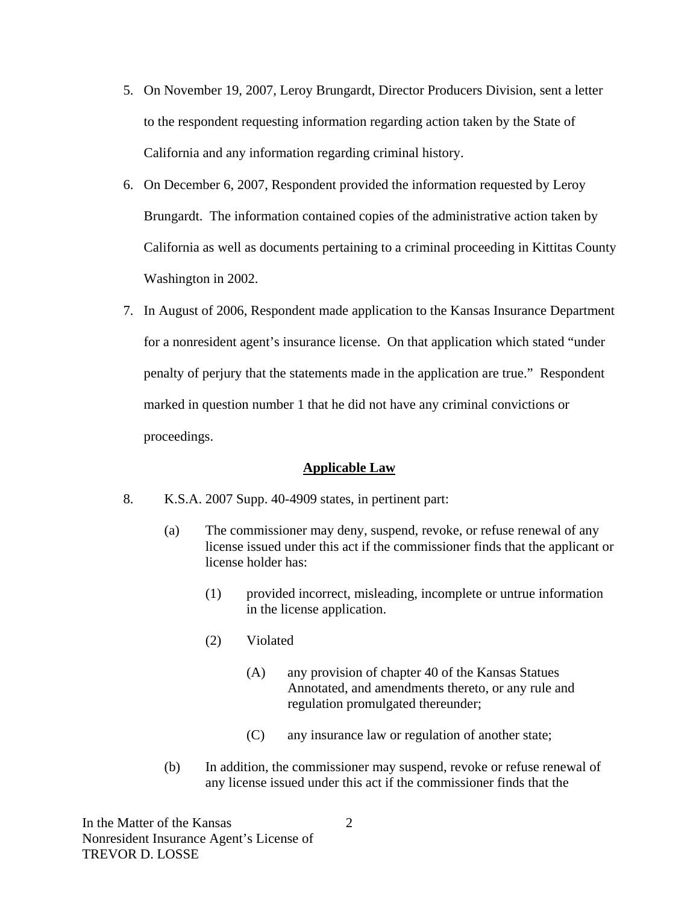5. On November 19, 2007, Leroy Brungardt, Director Producers Division, sent a letter to the respondent requesting information regarding action taken by the State of California and any information regarding criminal history.

6. On December 6, 2007, Respondent provided the information requested by Leroy Brungardt. The information contained copies of the administrative action taken by California as well as documents pertaining to a criminal proceeding in Kittitas County Washington in 2002.

7. In August of 2006, Respondent made application to the Kansas Insurance Department for a nonresident agent's insurance license. On that application which stated "under penalty of perjury that the statements made in the application are true." Respondent marked in question number 1 that he did not have any criminal convictions or proceedings.

**Applicable Law**

8. K.S.A. 2007 Supp. 40-4909 states, in pertinent part:

   (a) The commissioner may deny, suspend, revoke, or refuse renewal of any license issued under this act if the commissioner finds that the applicant or license holder has:

      (1) provided incorrect, misleading, incomplete or untrue information in the license application.

      (2) Violated

         (A) any provision of chapter 40 of the Kansas Statues Annotated, and amendments thereto, or any rule and regulation promulgated thereunder;

         (C) any insurance law or regulation of another state;

   (b) In addition, the commissioner may suspend, revoke or refuse renewal of any license issued under this act if the commissioner finds that the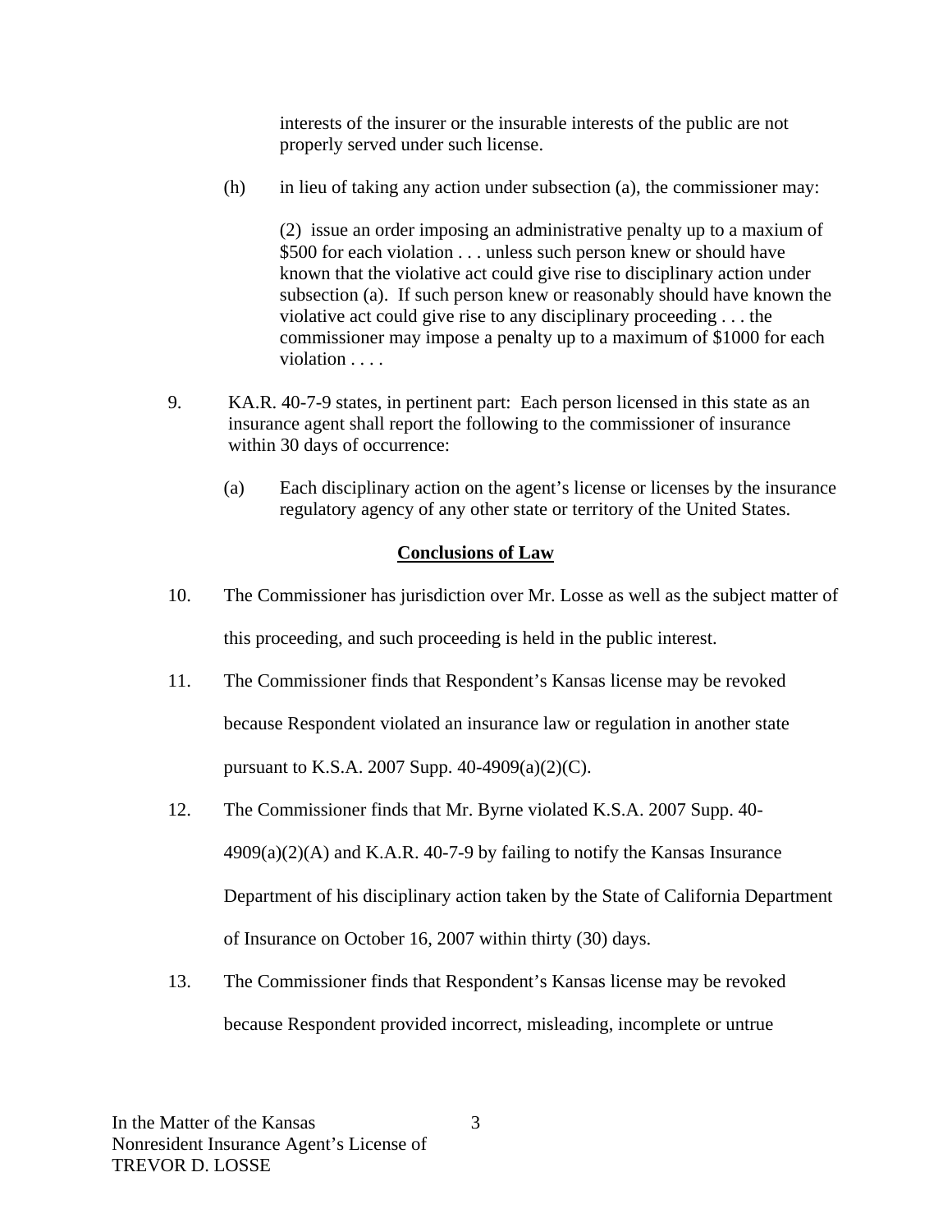interests of the insurer or the insurable interests of the public are not properly served under such license.

(h) in lieu of taking any action under subsection (a), the commissioner may:

(2) issue an order imposing an administrative penalty up to a maxium of $500 for each violation . . . unless such person knew or should have known that the violative act could give rise to disciplinary action under subsection (a). If such person knew or reasonably should have known the violative act could give rise to any disciplinary proceeding . . . the commissioner may impose a penalty up to a maximum of $1000 for each violation . . . .

9. KA.R. 40-7-9 states, in pertinent part: Each person licensed in this state as an insurance agent shall report the following to the commissioner of insurance within 30 days of occurrence:

(a) Each disciplinary action on the agent's license or licenses by the insurance regulatory agency of any other state or territory of the United States.

## Conclusions of Law

10. The Commissioner has jurisdiction over Mr. Losse as well as the subject matter of this proceeding, and such proceeding is held in the public interest.

11. The Commissioner finds that Respondent's Kansas license may be revoked because Respondent violated an insurance law or regulation in another state pursuant to K.S.A. 2007 Supp. 40-4909(a)(2)(C).

12. The Commissioner finds that Mr. Byrne violated K.S.A. 2007 Supp. 40-4909(a)(2)(A) and K.A.R. 40-7-9 by failing to notify the Kansas Insurance Department of his disciplinary action taken by the State of California Department of Insurance on October 16, 2007 within thirty (30) days.

13. The Commissioner finds that Respondent's Kansas license may be revoked because Respondent provided incorrect, misleading, incomplete or untrue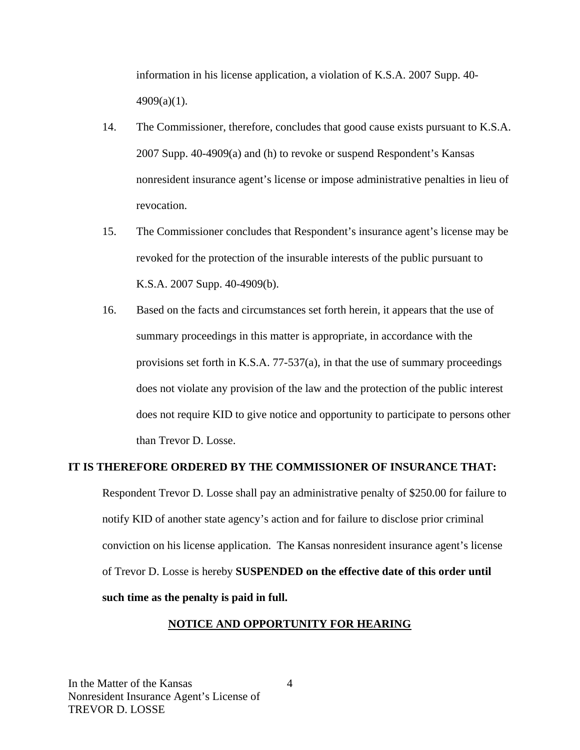information in his license application, a violation of K.S.A. 2007 Supp. 40-4909(a)(1).

14. The Commissioner, therefore, concludes that good cause exists pursuant to K.S.A. 2007 Supp. 40-4909(a) and (h) to revoke or suspend Respondent's Kansas nonresident insurance agent's license or impose administrative penalties in lieu of revocation.

15. The Commissioner concludes that Respondent's insurance agent's license may be revoked for the protection of the insurable interests of the public pursuant to K.S.A. 2007 Supp. 40-4909(b).

16. Based on the facts and circumstances set forth herein, it appears that the use of summary proceedings in this matter is appropriate, in accordance with the provisions set forth in K.S.A. 77-537(a), in that the use of summary proceedings does not violate any provision of the law and the protection of the public interest does not require KID to give notice and opportunity to participate to persons other than Trevor D. Losse.

**IT IS THEREFORE ORDERED BY THE COMMISSIONER OF INSURANCE THAT:**

Respondent Trevor D. Losse shall pay an administrative penalty of $250.00 for failure to notify KID of another state agency's action and for failure to disclose prior criminal conviction on his license application. The Kansas nonresident insurance agent's license of Trevor D. Losse is hereby **SUSPENDED on the effective date of this order until such time as the penalty is paid in full.**

**NOTICE AND OPPORTUNITY FOR HEARING**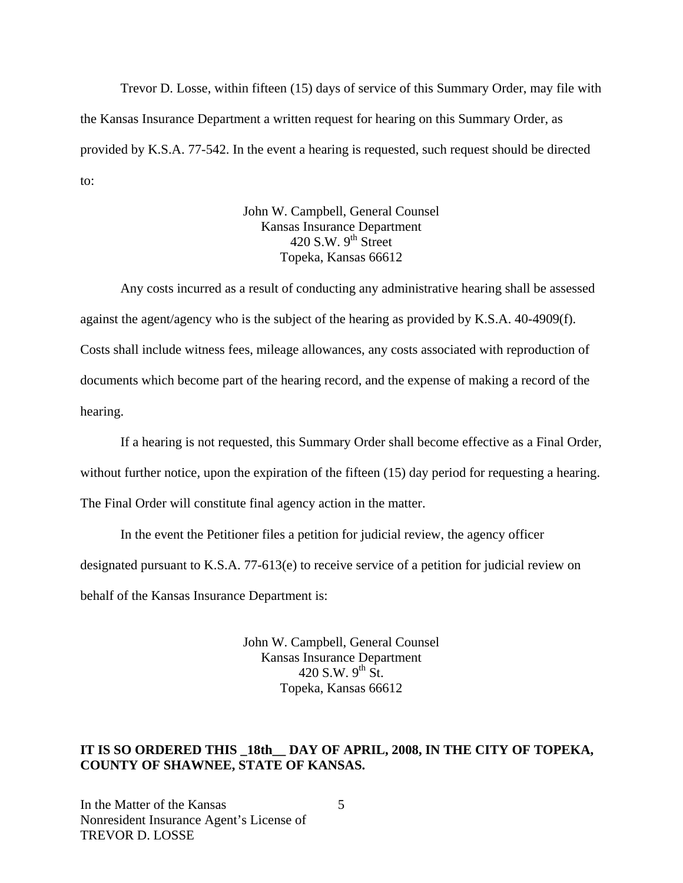Trevor D. Losse, within fifteen (15) days of service of this Summary Order, may file with the Kansas Insurance Department a written request for hearing on this Summary Order, as provided by K.S.A. 77-542. In the event a hearing is requested, such request should be directed to:

John W. Campbell, General Counsel
Kansas Insurance Department
420 S.W. 9th Street
Topeka, Kansas 66612

Any costs incurred as a result of conducting any administrative hearing shall be assessed against the agent/agency who is the subject of the hearing as provided by K.S.A. 40-4909(f). Costs shall include witness fees, mileage allowances, any costs associated with reproduction of documents which become part of the hearing record, and the expense of making a record of the hearing.

If a hearing is not requested, this Summary Order shall become effective as a Final Order, without further notice, upon the expiration of the fifteen (15) day period for requesting a hearing. The Final Order will constitute final agency action in the matter.

In the event the Petitioner files a petition for judicial review, the agency officer designated pursuant to K.S.A. 77-613(e) to receive service of a petition for judicial review on behalf of the Kansas Insurance Department is:

John W. Campbell, General Counsel
Kansas Insurance Department
420 S.W. 9th St.
Topeka, Kansas 66612

**IT IS SO ORDERED THIS _18th__ DAY OF APRIL, 2008, IN THE CITY OF TOPEKA, COUNTY OF SHAWNEE, STATE OF KANSAS.**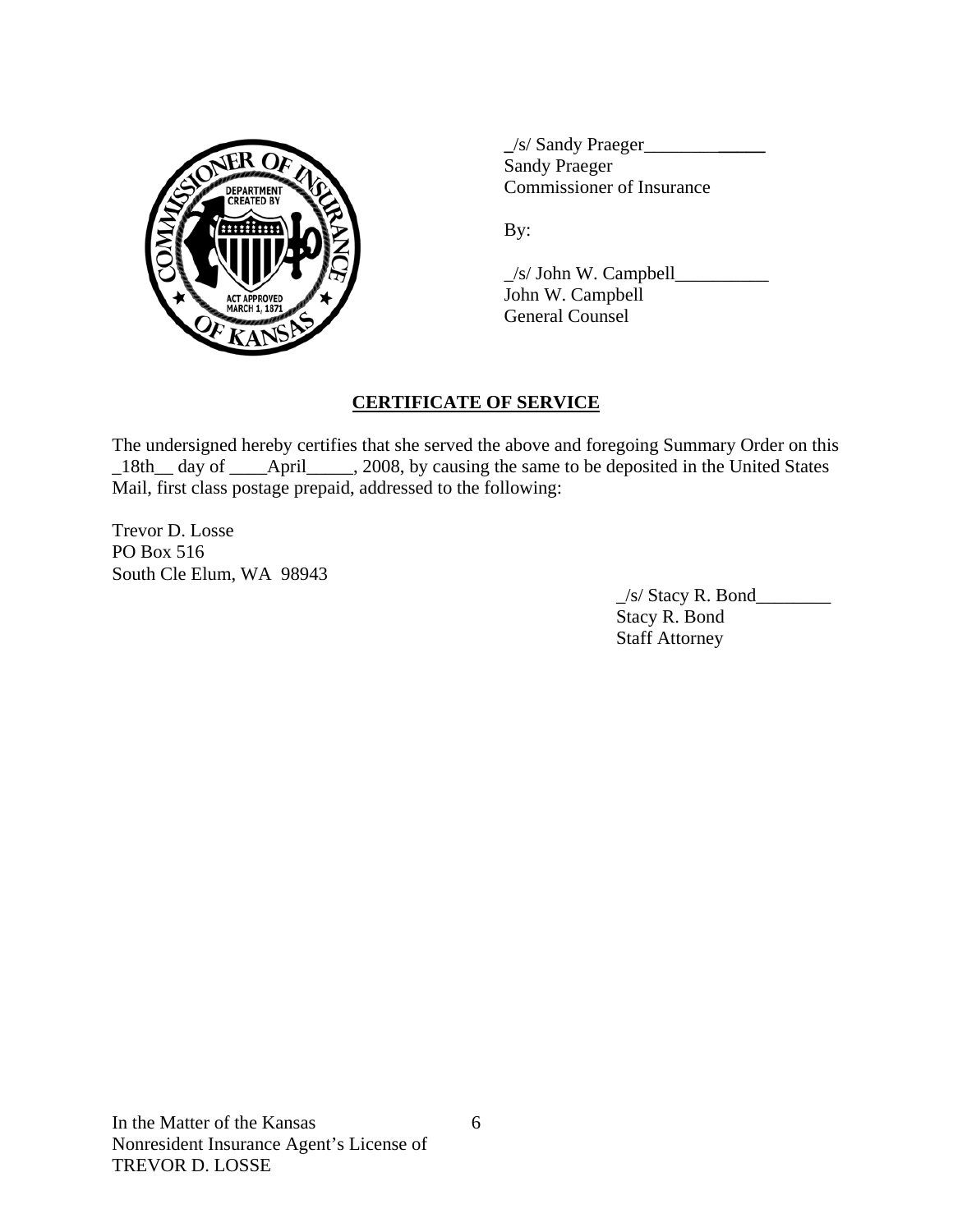_/s/ Sandy Praeger_____________
Sandy Praeger
Commissioner of Insurance

By:

_/s/ John W. Campbell__________
John W. Campbell
General Counsel

## CERTIFICATE OF SERVICE

The undersigned hereby certifies that she served the above and foregoing Summary Order on this _18th__ day of ____April_____, 2008, by causing the same to be deposited in the United States Mail, first class postage prepaid, addressed to the following:

Trevor D. Losse
PO Box 516
South Cle Elum, WA 98943

_/s/ Stacy R. Bond________
Stacy R. Bond
Staff Attorney